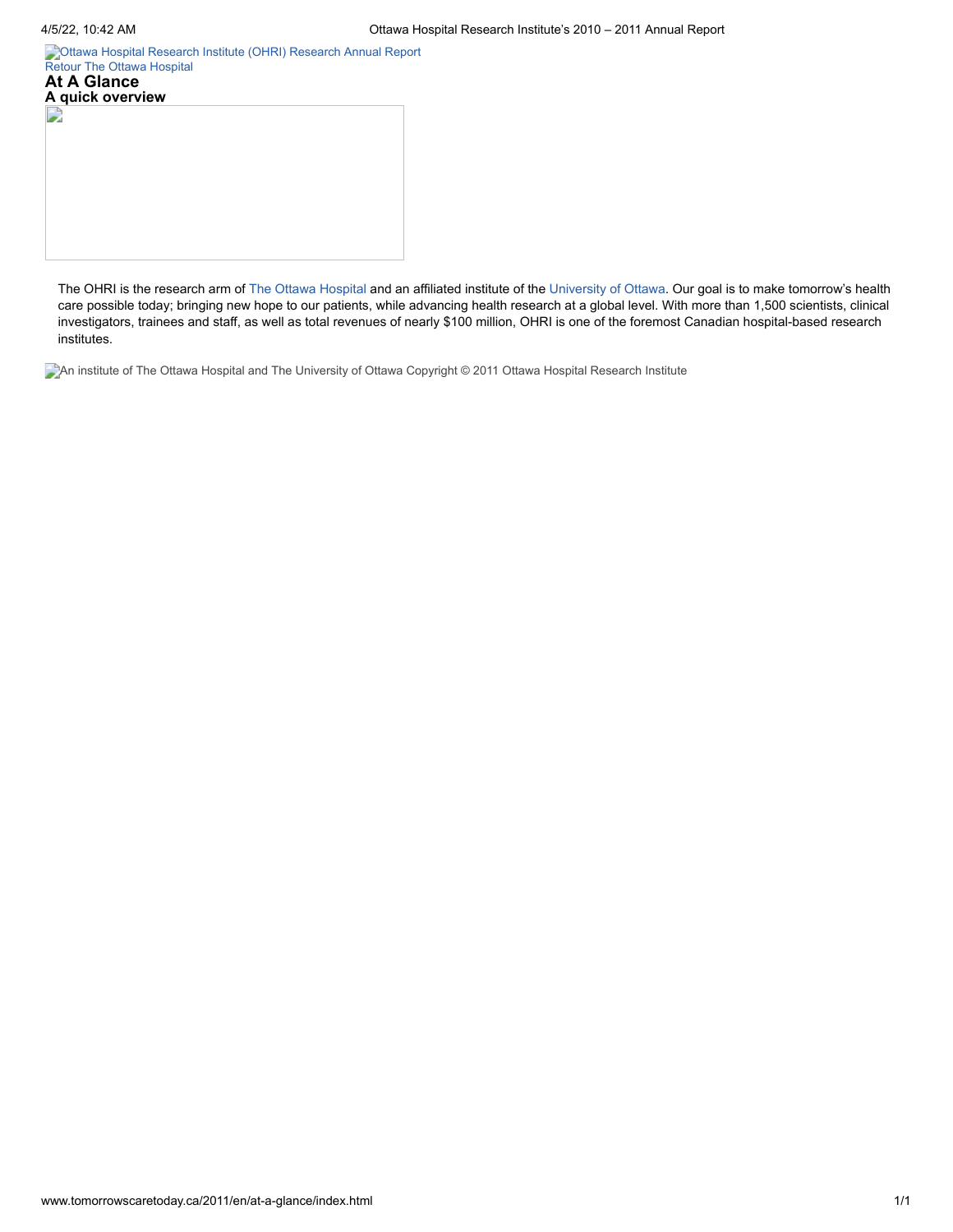Ottawa Hospital Research Institute (OHRI) Research Annual Report
Retour The Ottawa Hospital

# At A Glance

## A quick overview

The OHRI is the research arm of The Ottawa Hospital and an affiliated institute of the University of Ottawa. Our goal is to make tomorrow's health care possible today; bringing new hope to our patients, while advancing health research at a global level. With more than 1,500 scientists, clinical investigators, trainees and staff, as well as total revenues of nearly $100 million, OHRI is one of the foremost Canadian hospital-based research institutes.

An institute of The Ottawa Hospital and The University of Ottawa Copyright © 2011 Ottawa Hospital Research Institute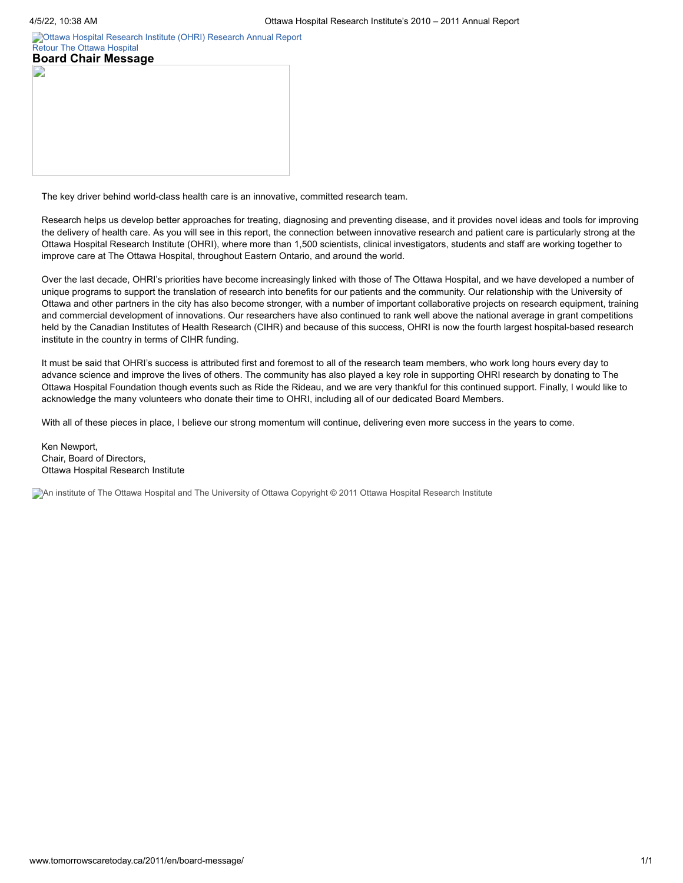Ottawa Hospital Research Institute (OHRI) Research Annual Report
Retour The Ottawa Hospital

## Board Chair Message

The key driver behind world-class health care is an innovative, committed research team.

Research helps us develop better approaches for treating, diagnosing and preventing disease, and it provides novel ideas and tools for improving the delivery of health care. As you will see in this report, the connection between innovative research and patient care is particularly strong at the Ottawa Hospital Research Institute (OHRI), where more than 1,500 scientists, clinical investigators, students and staff are working together to improve care at The Ottawa Hospital, throughout Eastern Ontario, and around the world.

Over the last decade, OHRI's priorities have become increasingly linked with those of The Ottawa Hospital, and we have developed a number of unique programs to support the translation of research into benefits for our patients and the community. Our relationship with the University of Ottawa and other partners in the city has also become stronger, with a number of important collaborative projects on research equipment, training and commercial development of innovations. Our researchers have also continued to rank well above the national average in grant competitions held by the Canadian Institutes of Health Research (CIHR) and because of this success, OHRI is now the fourth largest hospital-based research institute in the country in terms of CIHR funding.

It must be said that OHRI's success is attributed first and foremost to all of the research team members, who work long hours every day to advance science and improve the lives of others. The community has also played a key role in supporting OHRI research by donating to The Ottawa Hospital Foundation though events such as Ride the Rideau, and we are very thankful for this continued support. Finally, I would like to acknowledge the many volunteers who donate their time to OHRI, including all of our dedicated Board Members.

With all of these pieces in place, I believe our strong momentum will continue, delivering even more success in the years to come.

Ken Newport,
Chair, Board of Directors,
Ottawa Hospital Research Institute

An institute of The Ottawa Hospital and The University of Ottawa Copyright © 2011 Ottawa Hospital Research Institute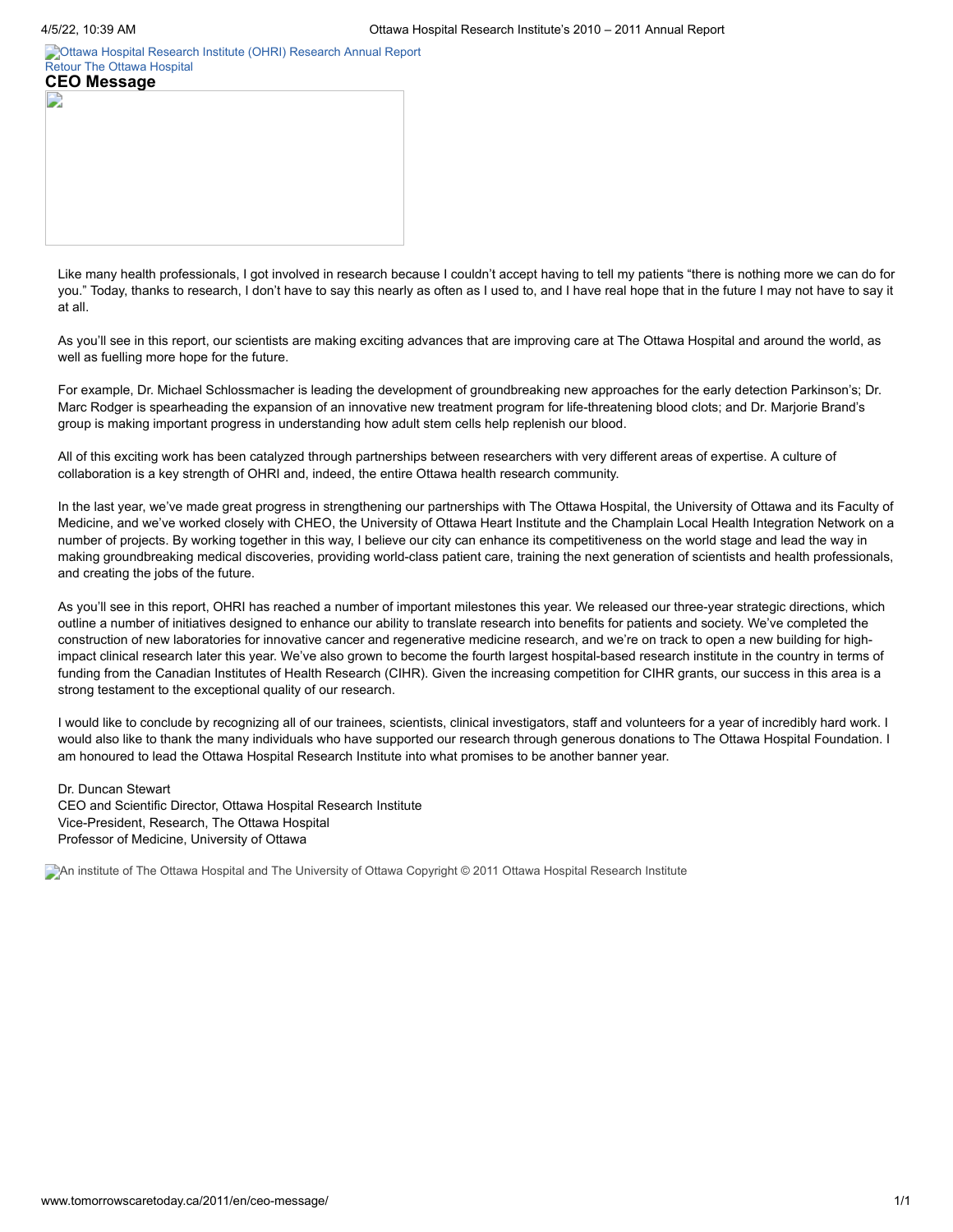Ottawa Hospital Research Institute (OHRI) Research Annual Report
Retour The Ottawa Hospital

## CEO Message

Like many health professionals, I got involved in research because I couldn't accept having to tell my patients "there is nothing more we can do for you." Today, thanks to research, I don't have to say this nearly as often as I used to, and I have real hope that in the future I may not have to say it at all.

As you'll see in this report, our scientists are making exciting advances that are improving care at The Ottawa Hospital and around the world, as well as fuelling more hope for the future.

For example, Dr. Michael Schlossmacher is leading the development of groundbreaking new approaches for the early detection Parkinson's; Dr. Marc Rodger is spearheading the expansion of an innovative new treatment program for life-threatening blood clots; and Dr. Marjorie Brand's group is making important progress in understanding how adult stem cells help replenish our blood.

All of this exciting work has been catalyzed through partnerships between researchers with very different areas of expertise. A culture of collaboration is a key strength of OHRI and, indeed, the entire Ottawa health research community.

In the last year, we've made great progress in strengthening our partnerships with The Ottawa Hospital, the University of Ottawa and its Faculty of Medicine, and we've worked closely with CHEO, the University of Ottawa Heart Institute and the Champlain Local Health Integration Network on a number of projects. By working together in this way, I believe our city can enhance its competitiveness on the world stage and lead the way in making groundbreaking medical discoveries, providing world-class patient care, training the next generation of scientists and health professionals, and creating the jobs of the future.

As you'll see in this report, OHRI has reached a number of important milestones this year. We released our three-year strategic directions, which outline a number of initiatives designed to enhance our ability to translate research into benefits for patients and society. We've completed the construction of new laboratories for innovative cancer and regenerative medicine research, and we're on track to open a new building for high-impact clinical research later this year. We've also grown to become the fourth largest hospital-based research institute in the country in terms of funding from the Canadian Institutes of Health Research (CIHR). Given the increasing competition for CIHR grants, our success in this area is a strong testament to the exceptional quality of our research.

I would like to conclude by recognizing all of our trainees, scientists, clinical investigators, staff and volunteers for a year of incredibly hard work. I would also like to thank the many individuals who have supported our research through generous donations to The Ottawa Hospital Foundation. I am honoured to lead the Ottawa Hospital Research Institute into what promises to be another banner year.

Dr. Duncan Stewart
CEO and Scientific Director, Ottawa Hospital Research Institute
Vice-President, Research, The Ottawa Hospital
Professor of Medicine, University of Ottawa

An institute of The Ottawa Hospital and The University of Ottawa Copyright © 2011 Ottawa Hospital Research Institute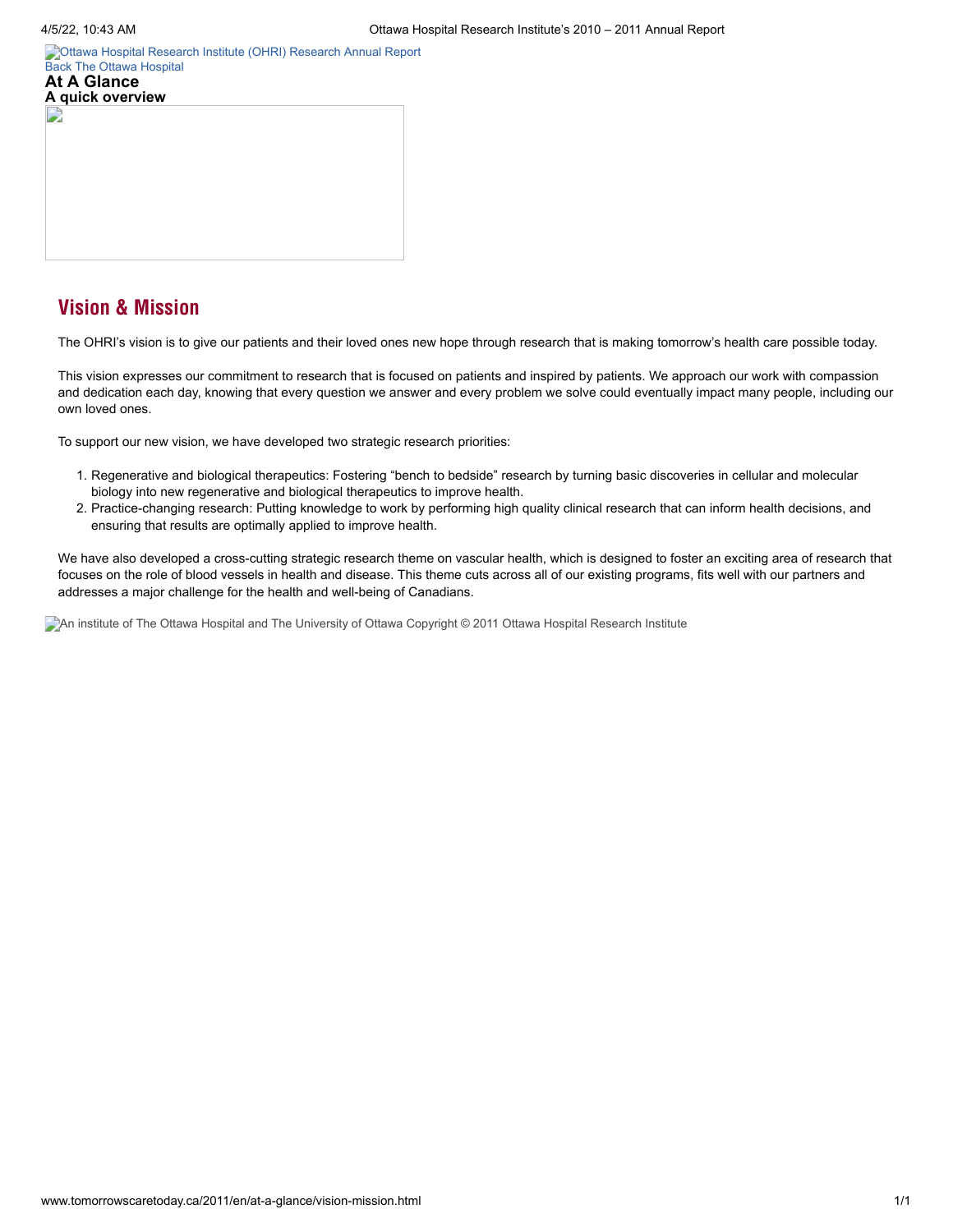Ottawa Hospital Research Institute (OHRI) Research Annual Report
Back The Ottawa Hospital

**At A Glance**
**A quick overview**

## Vision & Mission

The OHRI's vision is to give our patients and their loved ones new hope through research that is making tomorrow's health care possible today.

This vision expresses our commitment to research that is focused on patients and inspired by patients. We approach our work with compassion and dedication each day, knowing that every question we answer and every problem we solve could eventually impact many people, including our own loved ones.

To support our new vision, we have developed two strategic research priorities:

1. Regenerative and biological therapeutics: Fostering "bench to bedside" research by turning basic discoveries in cellular and molecular biology into new regenerative and biological therapeutics to improve health.
2. Practice-changing research: Putting knowledge to work by performing high quality clinical research that can inform health decisions, and ensuring that results are optimally applied to improve health.

We have also developed a cross-cutting strategic research theme on vascular health, which is designed to foster an exciting area of research that focuses on the role of blood vessels in health and disease. This theme cuts across all of our existing programs, fits well with our partners and addresses a major challenge for the health and well-being of Canadians.

An institute of The Ottawa Hospital and The University of Ottawa Copyright © 2011 Ottawa Hospital Research Institute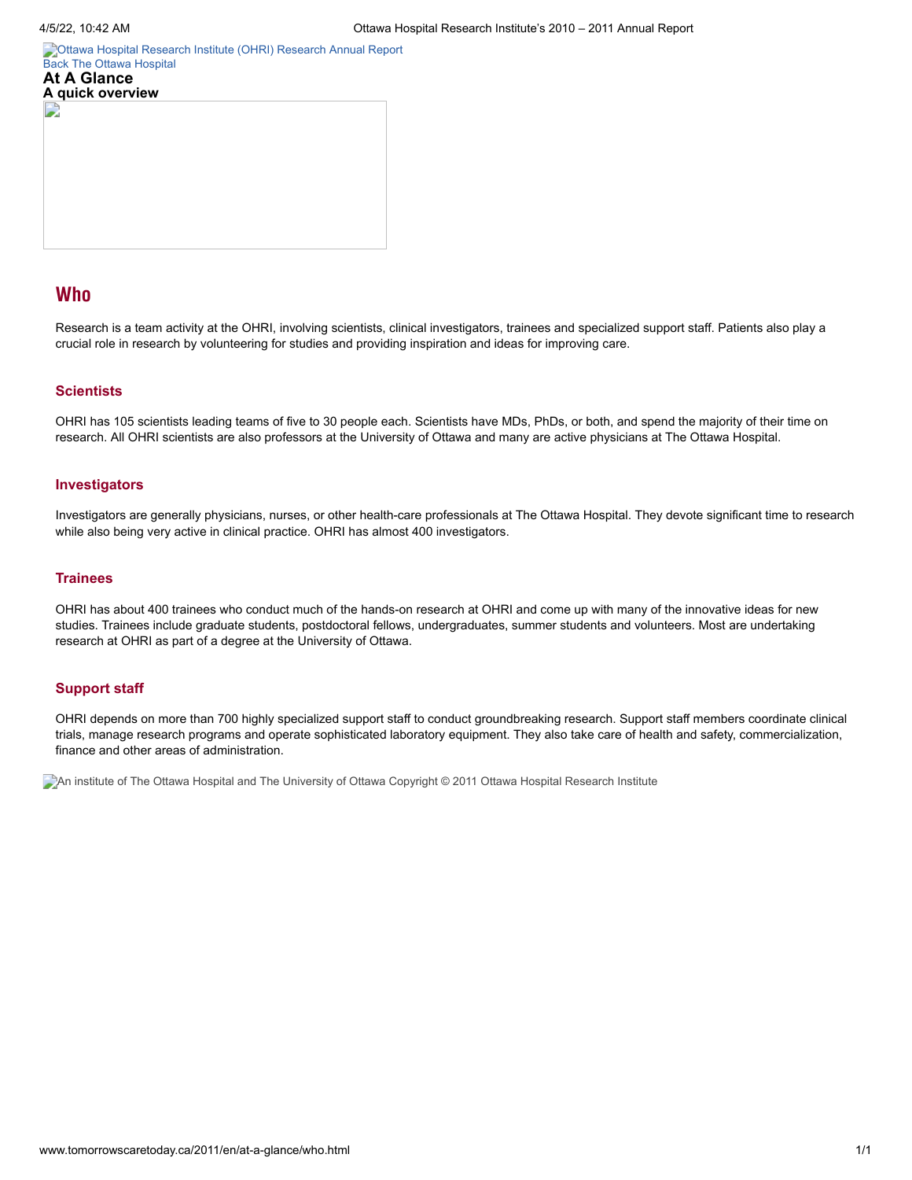Ottawa Hospital Research Institute (OHRI) Research Annual Report
Back The Ottawa Hospital

**At A Glance**
**A quick overview**

## Who

Research is a team activity at the OHRI, involving scientists, clinical investigators, trainees and specialized support staff. Patients also play a crucial role in research by volunteering for studies and providing inspiration and ideas for improving care.

### Scientists

OHRI has 105 scientists leading teams of five to 30 people each. Scientists have MDs, PhDs, or both, and spend the majority of their time on research. All OHRI scientists are also professors at the University of Ottawa and many are active physicians at The Ottawa Hospital.

### Investigators

Investigators are generally physicians, nurses, or other health-care professionals at The Ottawa Hospital. They devote significant time to research while also being very active in clinical practice. OHRI has almost 400 investigators.

### Trainees

OHRI has about 400 trainees who conduct much of the hands-on research at OHRI and come up with many of the innovative ideas for new studies. Trainees include graduate students, postdoctoral fellows, undergraduates, summer students and volunteers. Most are undertaking research at OHRI as part of a degree at the University of Ottawa.

### Support staff

OHRI depends on more than 700 highly specialized support staff to conduct groundbreaking research. Support staff members coordinate clinical trials, manage research programs and operate sophisticated laboratory equipment. They also take care of health and safety, commercialization, finance and other areas of administration.

An institute of The Ottawa Hospital and The University of Ottawa Copyright © 2011 Ottawa Hospital Research Institute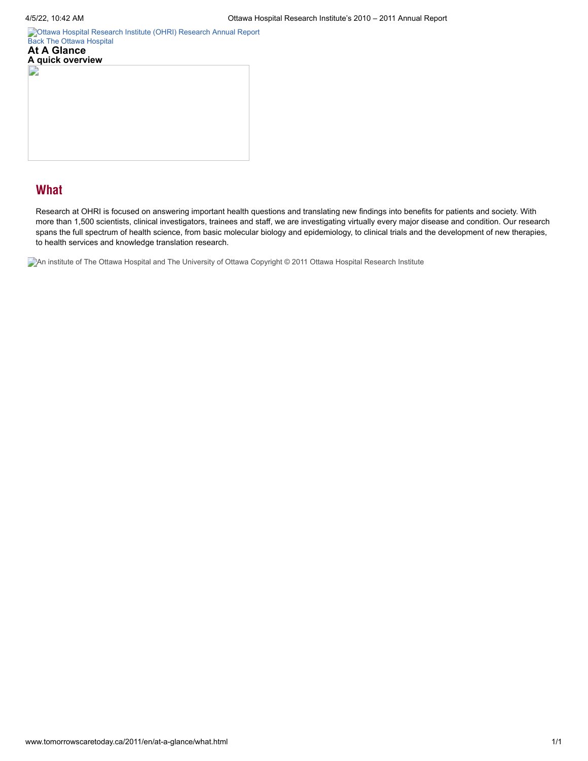Ottawa Hospital Research Institute (OHRI) Research Annual Report
Back The Ottawa Hospital

**At A Glance**

**A quick overview**

## What

Research at OHRI is focused on answering important health questions and translating new findings into benefits for patients and society. With more than 1,500 scientists, clinical investigators, trainees and staff, we are investigating virtually every major disease and condition. Our research spans the full spectrum of health science, from basic molecular biology and epidemiology, to clinical trials and the development of new therapies, to health services and knowledge translation research.

An institute of The Ottawa Hospital and The University of Ottawa Copyright © 2011 Ottawa Hospital Research Institute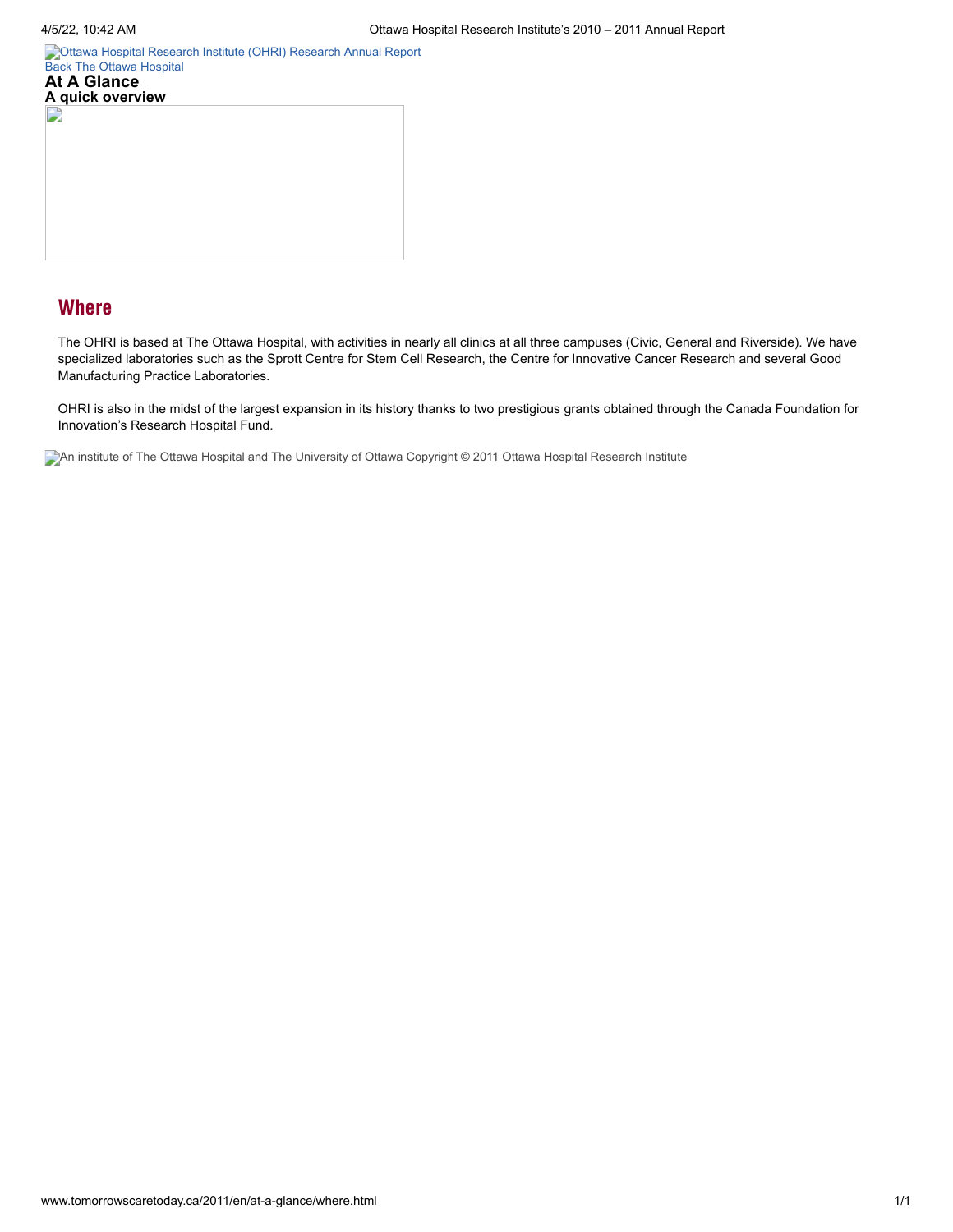Ottawa Hospital Research Institute (OHRI) Research Annual Report

Back The Ottawa Hospital

**At A Glance**

**A quick overview**

## Where

The OHRI is based at The Ottawa Hospital, with activities in nearly all clinics at all three campuses (Civic, General and Riverside). We have specialized laboratories such as the Sprott Centre for Stem Cell Research, the Centre for Innovative Cancer Research and several Good Manufacturing Practice Laboratories.

OHRI is also in the midst of the largest expansion in its history thanks to two prestigious grants obtained through the Canada Foundation for Innovation's Research Hospital Fund.

An institute of The Ottawa Hospital and The University of Ottawa Copyright © 2011 Ottawa Hospital Research Institute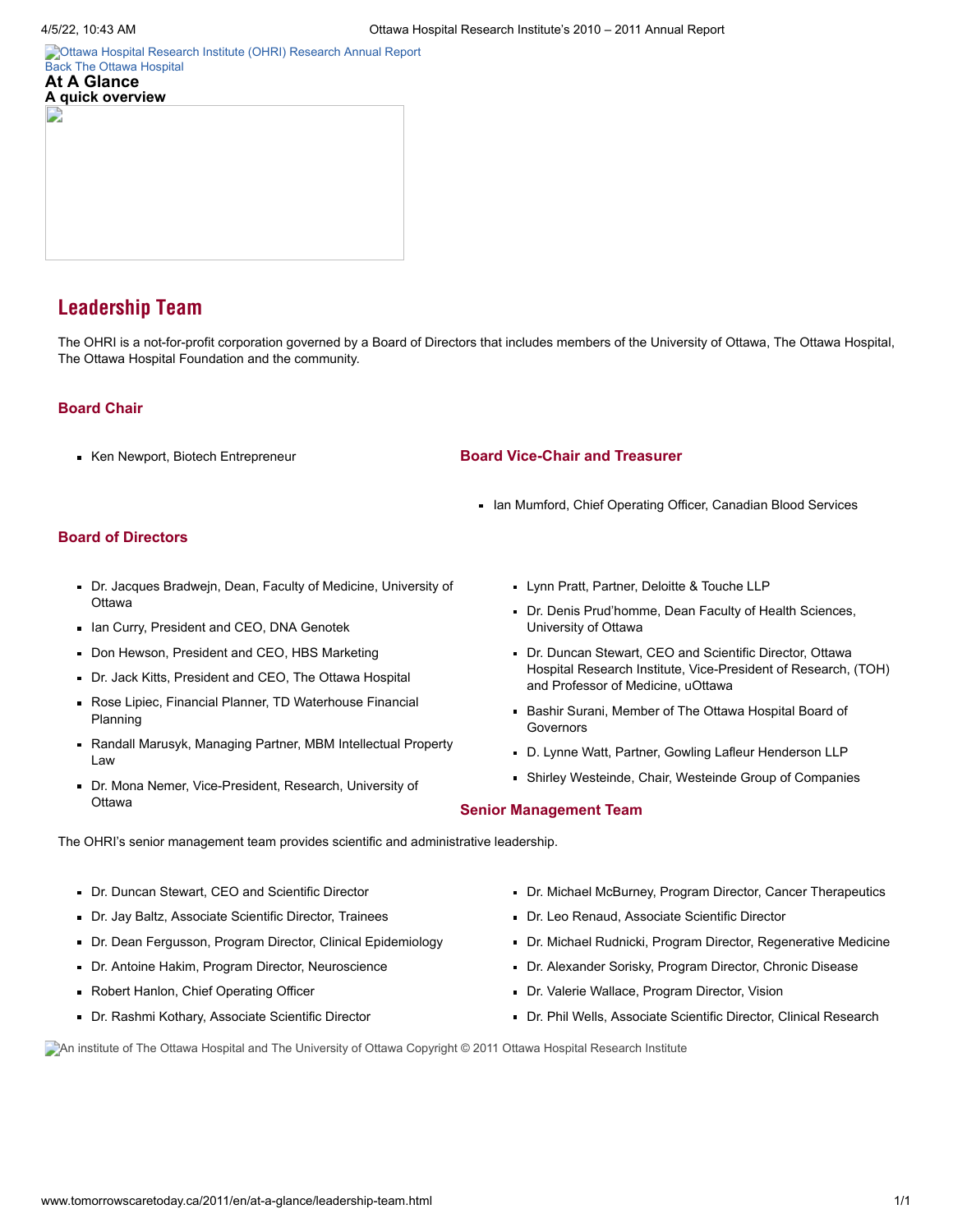Ottawa Hospital Research Institute (OHRI) Research Annual Report
Back The Ottawa Hospital

**At A Glance**
**A quick overview**

## Leadership Team

The OHRI is a not-for-profit corporation governed by a Board of Directors that includes members of the University of Ottawa, The Ottawa Hospital, The Ottawa Hospital Foundation and the community.

### Board Chair

- Ken Newport, Biotech Entrepreneur

### Board Vice-Chair and Treasurer

- Ian Mumford, Chief Operating Officer, Canadian Blood Services

### Board of Directors

- Dr. Jacques Bradwejn, Dean, Faculty of Medicine, University of Ottawa
- Ian Curry, President and CEO, DNA Genotek
- Don Hewson, President and CEO, HBS Marketing
- Dr. Jack Kitts, President and CEO, The Ottawa Hospital
- Rose Lipiec, Financial Planner, TD Waterhouse Financial Planning
- Randall Marusyk, Managing Partner, MBM Intellectual Property Law
- Dr. Mona Nemer, Vice-President, Research, University of Ottawa
- Lynn Pratt, Partner, Deloitte & Touche LLP
- Dr. Denis Prud'homme, Dean Faculty of Health Sciences, University of Ottawa
- Dr. Duncan Stewart, CEO and Scientific Director, Ottawa Hospital Research Institute, Vice-President of Research, (TOH) and Professor of Medicine, uOttawa
- Bashir Surani, Member of The Ottawa Hospital Board of Governors
- D. Lynne Watt, Partner, Gowling Lafleur Henderson LLP
- Shirley Westeinde, Chair, Westeinde Group of Companies

### Senior Management Team

The OHRI's senior management team provides scientific and administrative leadership.

- Dr. Duncan Stewart, CEO and Scientific Director
- Dr. Jay Baltz, Associate Scientific Director, Trainees
- Dr. Dean Fergusson, Program Director, Clinical Epidemiology
- Dr. Antoine Hakim, Program Director, Neuroscience
- Robert Hanlon, Chief Operating Officer
- Dr. Rashmi Kothary, Associate Scientific Director
- Dr. Michael McBurney, Program Director, Cancer Therapeutics
- Dr. Leo Renaud, Associate Scientific Director
- Dr. Michael Rudnicki, Program Director, Regenerative Medicine
- Dr. Alexander Sorisky, Program Director, Chronic Disease
- Dr. Valerie Wallace, Program Director, Vision
- Dr. Phil Wells, Associate Scientific Director, Clinical Research

An institute of The Ottawa Hospital and The University of Ottawa Copyright © 2011 Ottawa Hospital Research Institute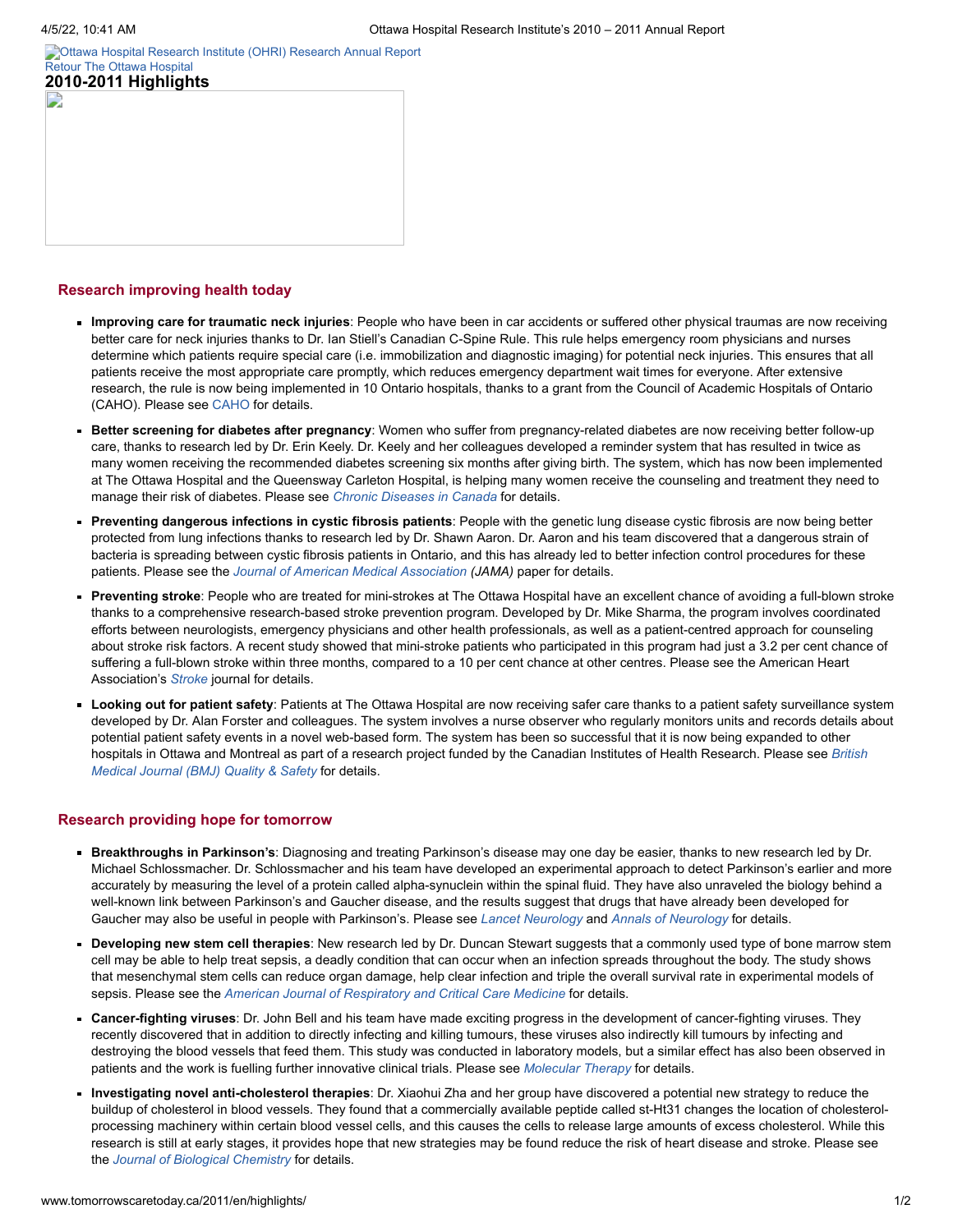Ottawa Hospital Research Institute (OHRI) Research Annual Report
Retour The Ottawa Hospital

## 2010-2011 Highlights

### Research improving health today

- **Improving care for traumatic neck injuries**: People who have been in car accidents or suffered other physical traumas are now receiving better care for neck injuries thanks to Dr. Ian Stiell's Canadian C-Spine Rule. This rule helps emergency room physicians and nurses determine which patients require special care (i.e. immobilization and diagnostic imaging) for potential neck injuries. This ensures that all patients receive the most appropriate care promptly, which reduces emergency department wait times for everyone. After extensive research, the rule is now being implemented in 10 Ontario hospitals, thanks to a grant from the Council of Academic Hospitals of Ontario (CAHO). Please see CAHO for details.
- **Better screening for diabetes after pregnancy**: Women who suffer from pregnancy-related diabetes are now receiving better follow-up care, thanks to research led by Dr. Erin Keely. Dr. Keely and her colleagues developed a reminder system that has resulted in twice as many women receiving the recommended diabetes screening six months after giving birth. The system, which has now been implemented at The Ottawa Hospital and the Queensway Carleton Hospital, is helping many women receive the counseling and treatment they need to manage their risk of diabetes. Please see *Chronic Diseases in Canada* for details.
- **Preventing dangerous infections in cystic fibrosis patients**: People with the genetic lung disease cystic fibrosis are now being better protected from lung infections thanks to research led by Dr. Shawn Aaron. Dr. Aaron and his team discovered that a dangerous strain of bacteria is spreading between cystic fibrosis patients in Ontario, and this has already led to better infection control procedures for these patients. Please see the *Journal of American Medical Association (JAMA)* paper for details.
- **Preventing stroke**: People who are treated for mini-strokes at The Ottawa Hospital have an excellent chance of avoiding a full-blown stroke thanks to a comprehensive research-based stroke prevention program. Developed by Dr. Mike Sharma, the program involves coordinated efforts between neurologists, emergency physicians and other health professionals, as well as a patient-centred approach for counseling about stroke risk factors. A recent study showed that mini-stroke patients who participated in this program had just a 3.2 per cent chance of suffering a full-blown stroke within three months, compared to a 10 per cent chance at other centres. Please see the American Heart Association's *Stroke* journal for details.
- **Looking out for patient safety**: Patients at The Ottawa Hospital are now receiving safer care thanks to a patient safety surveillance system developed by Dr. Alan Forster and colleagues. The system involves a nurse observer who regularly monitors units and records details about potential patient safety events in a novel web-based form. The system has been so successful that it is now being expanded to other hospitals in Ottawa and Montreal as part of a research project funded by the Canadian Institutes of Health Research. Please see *British Medical Journal (BMJ) Quality & Safety* for details.

### Research providing hope for tomorrow

- **Breakthroughs in Parkinson's**: Diagnosing and treating Parkinson's disease may one day be easier, thanks to new research led by Dr. Michael Schlossmacher. Dr. Schlossmacher and his team have developed an experimental approach to detect Parkinson's earlier and more accurately by measuring the level of a protein called alpha-synuclein within the spinal fluid. They have also unraveled the biology behind a well-known link between Parkinson's and Gaucher disease, and the results suggest that drugs that have already been developed for Gaucher may also be useful in people with Parkinson's. Please see *Lancet Neurology* and *Annals of Neurology* for details.
- **Developing new stem cell therapies**: New research led by Dr. Duncan Stewart suggests that a commonly used type of bone marrow stem cell may be able to help treat sepsis, a deadly condition that can occur when an infection spreads throughout the body. The study shows that mesenchymal stem cells can reduce organ damage, help clear infection and triple the overall survival rate in experimental models of sepsis. Please see the *American Journal of Respiratory and Critical Care Medicine* for details.
- **Cancer-fighting viruses**: Dr. John Bell and his team have made exciting progress in the development of cancer-fighting viruses. They recently discovered that in addition to directly infecting and killing tumours, these viruses also indirectly kill tumours by infecting and destroying the blood vessels that feed them. This study was conducted in laboratory models, but a similar effect has also been observed in patients and the work is fuelling further innovative clinical trials. Please see *Molecular Therapy* for details.
- **Investigating novel anti-cholesterol therapies**: Dr. Xiaohui Zha and her group have discovered a potential new strategy to reduce the buildup of cholesterol in blood vessels. They found that a commercially available peptide called st-Ht31 changes the location of cholesterol-processing machinery within certain blood vessel cells, and this causes the cells to release large amounts of excess cholesterol. While this research is still at early stages, it provides hope that new strategies may be found reduce the risk of heart disease and stroke. Please see the *Journal of Biological Chemistry* for details.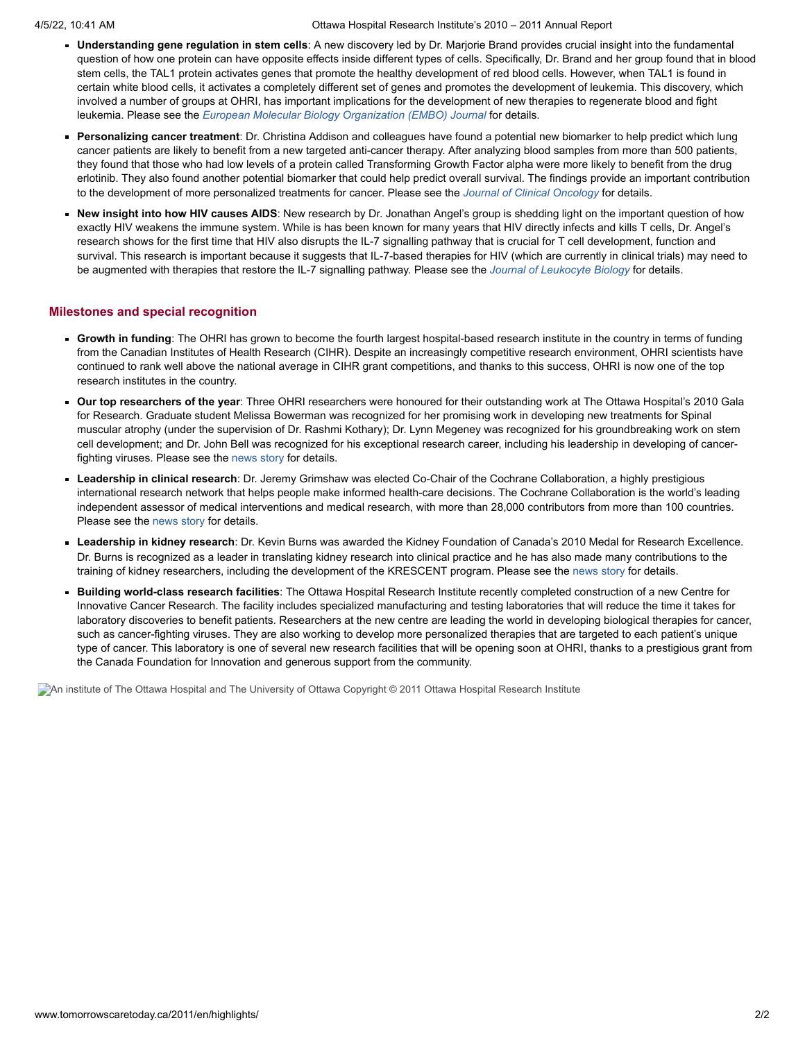- **Understanding gene regulation in stem cells**: A new discovery led by Dr. Marjorie Brand provides crucial insight into the fundamental question of how one protein can have opposite effects inside different types of cells. Specifically, Dr. Brand and her group found that in blood stem cells, the TAL1 protein activates genes that promote the healthy development of red blood cells. However, when TAL1 is found in certain white blood cells, it activates a completely different set of genes and promotes the development of leukemia. This discovery, which involved a number of groups at OHRI, has important implications for the development of new therapies to regenerate blood and fight leukemia. Please see the *European Molecular Biology Organization (EMBO) Journal* for details.
- **Personalizing cancer treatment**: Dr. Christina Addison and colleagues have found a potential new biomarker to help predict which lung cancer patients are likely to benefit from a new targeted anti-cancer therapy. After analyzing blood samples from more than 500 patients, they found that those who had low levels of a protein called Transforming Growth Factor alpha were more likely to benefit from the drug erlotinib. They also found another potential biomarker that could help predict overall survival. The findings provide an important contribution to the development of more personalized treatments for cancer. Please see the *Journal of Clinical Oncology* for details.
- **New insight into how HIV causes AIDS**: New research by Dr. Jonathan Angel's group is shedding light on the important question of how exactly HIV weakens the immune system. While is has been known for many years that HIV directly infects and kills T cells, Dr. Angel's research shows for the first time that HIV also disrupts the IL-7 signalling pathway that is crucial for T cell development, function and survival. This research is important because it suggests that IL-7-based therapies for HIV (which are currently in clinical trials) may need to be augmented with therapies that restore the IL-7 signalling pathway. Please see the *Journal of Leukocyte Biology* for details.

## Milestones and special recognition

- **Growth in funding**: The OHRI has grown to become the fourth largest hospital-based research institute in the country in terms of funding from the Canadian Institutes of Health Research (CIHR). Despite an increasingly competitive research environment, OHRI scientists have continued to rank well above the national average in CIHR grant competitions, and thanks to this success, OHRI is now one of the top research institutes in the country.
- **Our top researchers of the year**: Three OHRI researchers were honoured for their outstanding work at The Ottawa Hospital's 2010 Gala for Research. Graduate student Melissa Bowerman was recognized for her promising work in developing new treatments for Spinal muscular atrophy (under the supervision of Dr. Rashmi Kothary); Dr. Lynn Megeney was recognized for his groundbreaking work on stem cell development; and Dr. John Bell was recognized for his exceptional research career, including his leadership in developing of cancer-fighting viruses. Please see the news story for details.
- **Leadership in clinical research**: Dr. Jeremy Grimshaw was elected Co-Chair of the Cochrane Collaboration, a highly prestigious international research network that helps people make informed health-care decisions. The Cochrane Collaboration is the world's leading independent assessor of medical interventions and medical research, with more than 28,000 contributors from more than 100 countries. Please see the news story for details.
- **Leadership in kidney research**: Dr. Kevin Burns was awarded the Kidney Foundation of Canada's 2010 Medal for Research Excellence. Dr. Burns is recognized as a leader in translating kidney research into clinical practice and he has also made many contributions to the training of kidney researchers, including the development of the KRESCENT program. Please see the news story for details.
- **Building world-class research facilities**: The Ottawa Hospital Research Institute recently completed construction of a new Centre for Innovative Cancer Research. The facility includes specialized manufacturing and testing laboratories that will reduce the time it takes for laboratory discoveries to benefit patients. Researchers at the new centre are leading the world in developing biological therapies for cancer, such as cancer-fighting viruses. They are also working to develop more personalized therapies that are targeted to each patient's unique type of cancer. This laboratory is one of several new research facilities that will be opening soon at OHRI, thanks to a prestigious grant from the Canada Foundation for Innovation and generous support from the community.

An institute of The Ottawa Hospital and The University of Ottawa Copyright © 2011 Ottawa Hospital Research Institute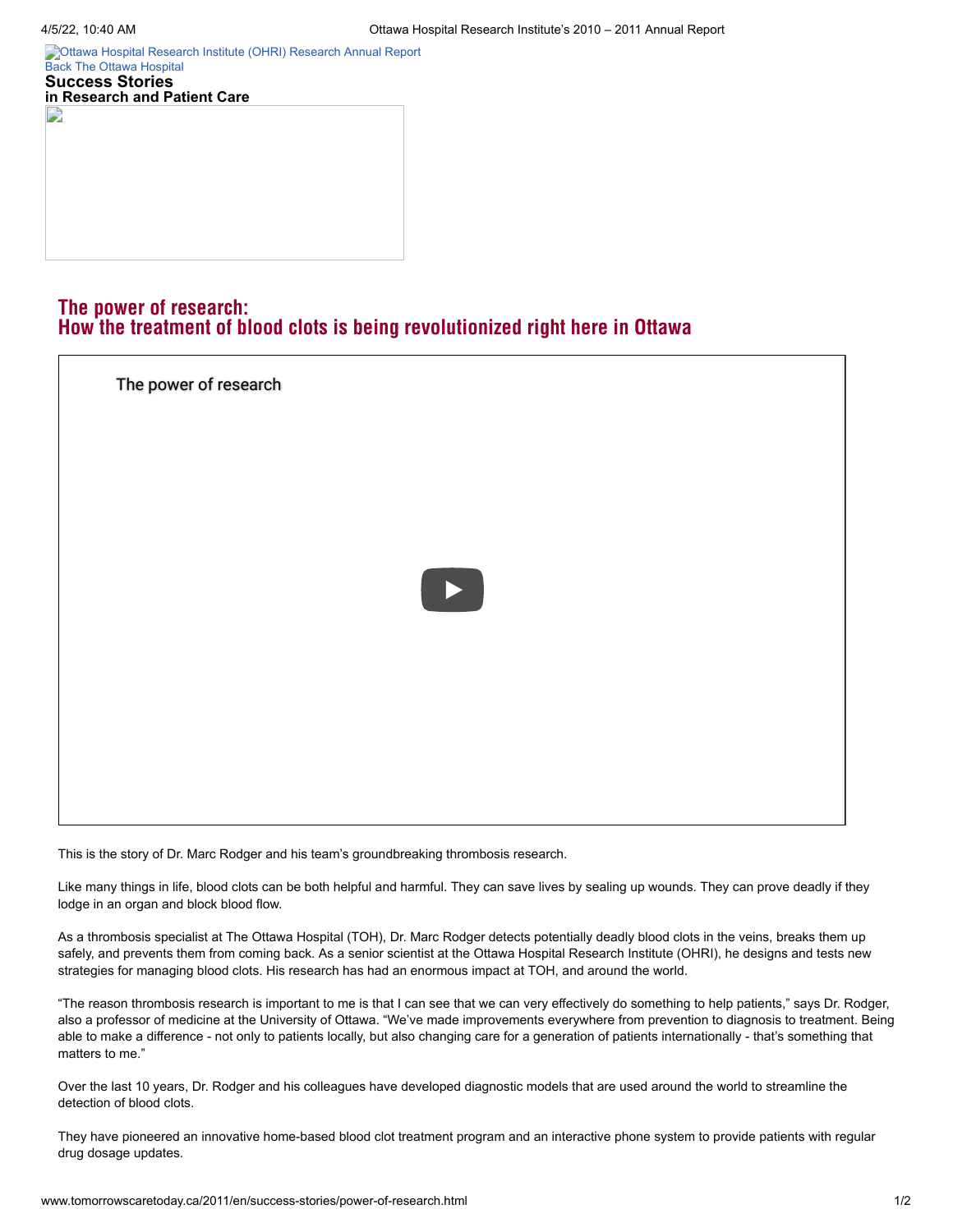Ottawa Hospital Research Institute (OHRI) Research Annual Report
Back The Ottawa Hospital

**Success Stories**
**in Research and Patient Care**

## The power of research: How the treatment of blood clots is being revolutionized right here in Ottawa

The power of research

This is the story of Dr. Marc Rodger and his team's groundbreaking thrombosis research.

Like many things in life, blood clots can be both helpful and harmful. They can save lives by sealing up wounds. They can prove deadly if they lodge in an organ and block blood flow.

As a thrombosis specialist at The Ottawa Hospital (TOH), Dr. Marc Rodger detects potentially deadly blood clots in the veins, breaks them up safely, and prevents them from coming back. As a senior scientist at the Ottawa Hospital Research Institute (OHRI), he designs and tests new strategies for managing blood clots. His research has had an enormous impact at TOH, and around the world.

"The reason thrombosis research is important to me is that I can see that we can very effectively do something to help patients," says Dr. Rodger, also a professor of medicine at the University of Ottawa. "We've made improvements everywhere from prevention to diagnosis to treatment. Being able to make a difference - not only to patients locally, but also changing care for a generation of patients internationally - that's something that matters to me."

Over the last 10 years, Dr. Rodger and his colleagues have developed diagnostic models that are used around the world to streamline the detection of blood clots.

They have pioneered an innovative home-based blood clot treatment program and an interactive phone system to provide patients with regular drug dosage updates.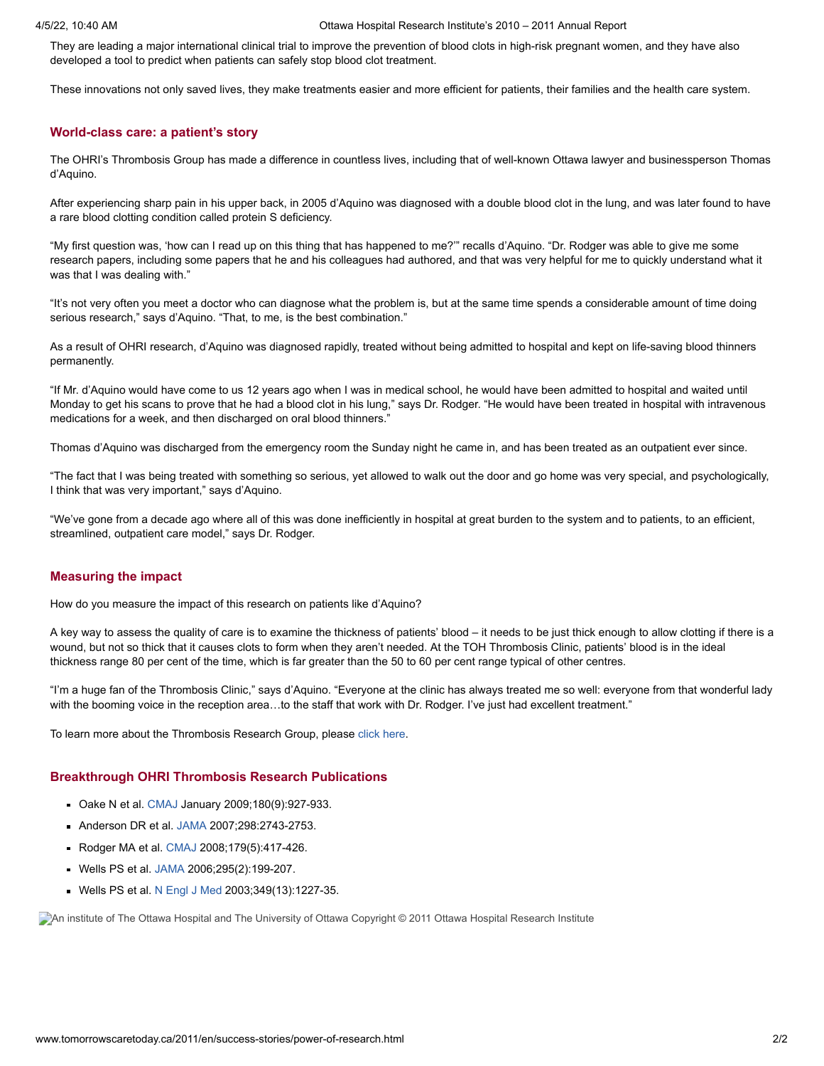They are leading a major international clinical trial to improve the prevention of blood clots in high-risk pregnant women, and they have also developed a tool to predict when patients can safely stop blood clot treatment.

These innovations not only saved lives, they make treatments easier and more efficient for patients, their families and the health care system.

## World-class care: a patient's story

The OHRI's Thrombosis Group has made a difference in countless lives, including that of well-known Ottawa lawyer and businessperson Thomas d'Aquino.

After experiencing sharp pain in his upper back, in 2005 d'Aquino was diagnosed with a double blood clot in the lung, and was later found to have a rare blood clotting condition called protein S deficiency.

"My first question was, 'how can I read up on this thing that has happened to me?'" recalls d'Aquino. "Dr. Rodger was able to give me some research papers, including some papers that he and his colleagues had authored, and that was very helpful for me to quickly understand what it was that I was dealing with."

"It's not very often you meet a doctor who can diagnose what the problem is, but at the same time spends a considerable amount of time doing serious research," says d'Aquino. "That, to me, is the best combination."

As a result of OHRI research, d'Aquino was diagnosed rapidly, treated without being admitted to hospital and kept on life-saving blood thinners permanently.

"If Mr. d'Aquino would have come to us 12 years ago when I was in medical school, he would have been admitted to hospital and waited until Monday to get his scans to prove that he had a blood clot in his lung," says Dr. Rodger. "He would have been treated in hospital with intravenous medications for a week, and then discharged on oral blood thinners."

Thomas d'Aquino was discharged from the emergency room the Sunday night he came in, and has been treated as an outpatient ever since.

"The fact that I was being treated with something so serious, yet allowed to walk out the door and go home was very special, and psychologically, I think that was very important," says d'Aquino.

"We've gone from a decade ago where all of this was done inefficiently in hospital at great burden to the system and to patients, to an efficient, streamlined, outpatient care model," says Dr. Rodger.

## Measuring the impact

How do you measure the impact of this research on patients like d'Aquino?

A key way to assess the quality of care is to examine the thickness of patients' blood – it needs to be just thick enough to allow clotting if there is a wound, but not so thick that it causes clots to form when they aren't needed. At the TOH Thrombosis Clinic, patients' blood is in the ideal thickness range 80 per cent of the time, which is far greater than the 50 to 60 per cent range typical of other centres.

"I'm a huge fan of the Thrombosis Clinic," says d'Aquino. "Everyone at the clinic has always treated me so well: everyone from that wonderful lady with the booming voice in the reception area…to the staff that work with Dr. Rodger. I've just had excellent treatment."

To learn more about the Thrombosis Research Group, please click here.

## Breakthrough OHRI Thrombosis Research Publications

- Oake N et al. CMAJ January 2009;180(9):927-933.
- Anderson DR et al. JAMA 2007;298:2743-2753.
- Rodger MA et al. CMAJ 2008;179(5):417-426.
- Wells PS et al. JAMA 2006;295(2):199-207.
- Wells PS et al. N Engl J Med 2003;349(13):1227-35.

An institute of The Ottawa Hospital and The University of Ottawa Copyright © 2011 Ottawa Hospital Research Institute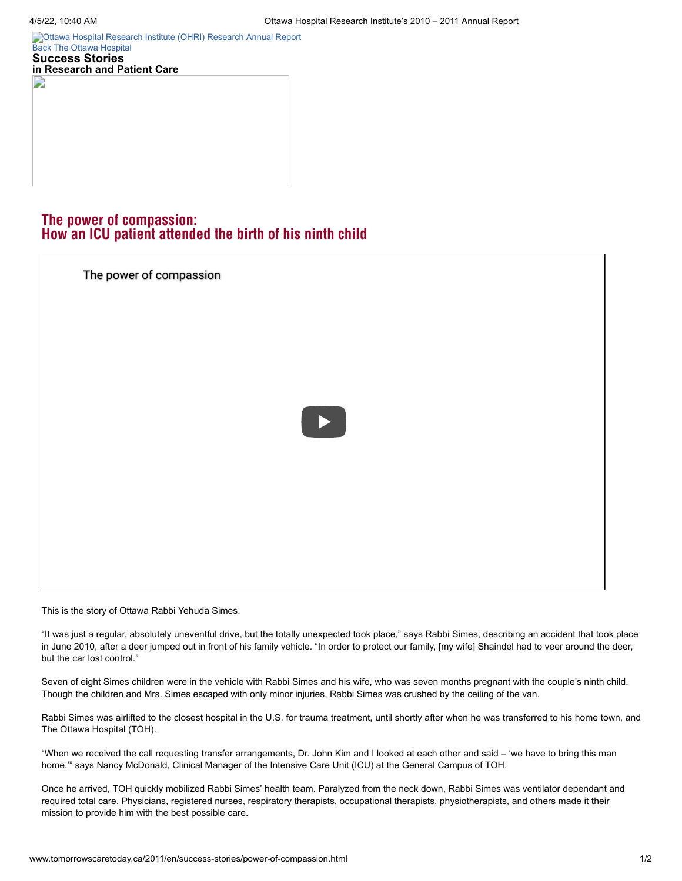Ottawa Hospital Research Institute (OHRI) Research Annual Report
Back The Ottawa Hospital

**Success Stories**
**in Research and Patient Care**

## The power of compassion: How an ICU patient attended the birth of his ninth child

The power of compassion

This is the story of Ottawa Rabbi Yehuda Simes.

"It was just a regular, absolutely uneventful drive, but the totally unexpected took place," says Rabbi Simes, describing an accident that took place in June 2010, after a deer jumped out in front of his family vehicle. "In order to protect our family, [my wife] Shaindel had to veer around the deer, but the car lost control."

Seven of eight Simes children were in the vehicle with Rabbi Simes and his wife, who was seven months pregnant with the couple's ninth child. Though the children and Mrs. Simes escaped with only minor injuries, Rabbi Simes was crushed by the ceiling of the van.

Rabbi Simes was airlifted to the closest hospital in the U.S. for trauma treatment, until shortly after when he was transferred to his home town, and The Ottawa Hospital (TOH).

"When we received the call requesting transfer arrangements, Dr. John Kim and I looked at each other and said – 'we have to bring this man home,'" says Nancy McDonald, Clinical Manager of the Intensive Care Unit (ICU) at the General Campus of TOH.

Once he arrived, TOH quickly mobilized Rabbi Simes' health team. Paralyzed from the neck down, Rabbi Simes was ventilator dependant and required total care. Physicians, registered nurses, respiratory therapists, occupational therapists, physiotherapists, and others made it their mission to provide him with the best possible care.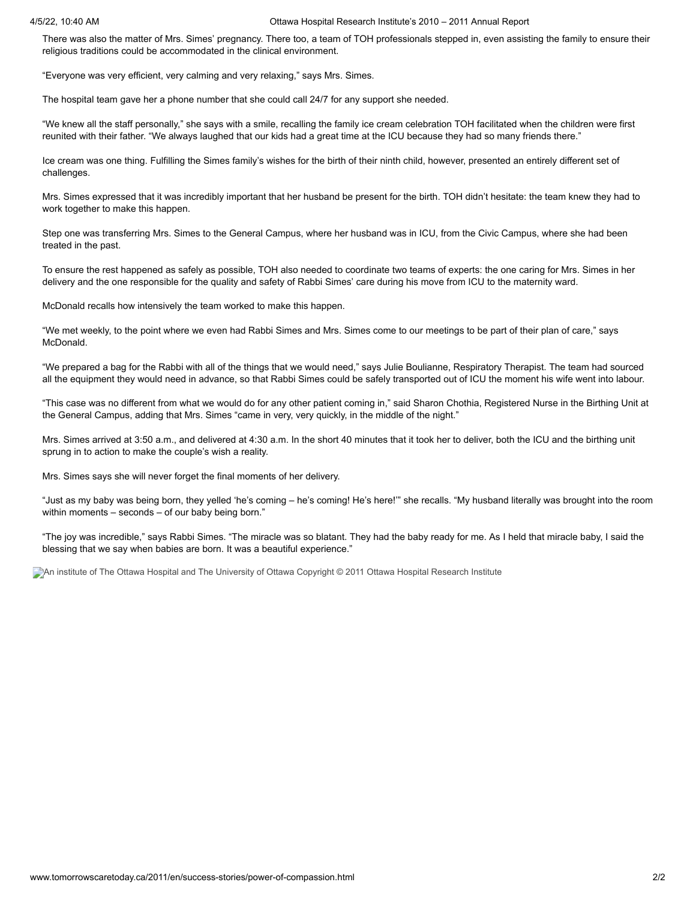There was also the matter of Mrs. Simes' pregnancy. There too, a team of TOH professionals stepped in, even assisting the family to ensure their religious traditions could be accommodated in the clinical environment.

"Everyone was very efficient, very calming and very relaxing," says Mrs. Simes.

The hospital team gave her a phone number that she could call 24/7 for any support she needed.

"We knew all the staff personally," she says with a smile, recalling the family ice cream celebration TOH facilitated when the children were first reunited with their father. "We always laughed that our kids had a great time at the ICU because they had so many friends there."

Ice cream was one thing. Fulfilling the Simes family's wishes for the birth of their ninth child, however, presented an entirely different set of challenges.

Mrs. Simes expressed that it was incredibly important that her husband be present for the birth. TOH didn't hesitate: the team knew they had to work together to make this happen.

Step one was transferring Mrs. Simes to the General Campus, where her husband was in ICU, from the Civic Campus, where she had been treated in the past.

To ensure the rest happened as safely as possible, TOH also needed to coordinate two teams of experts: the one caring for Mrs. Simes in her delivery and the one responsible for the quality and safety of Rabbi Simes' care during his move from ICU to the maternity ward.

McDonald recalls how intensively the team worked to make this happen.

"We met weekly, to the point where we even had Rabbi Simes and Mrs. Simes come to our meetings to be part of their plan of care," says McDonald.

"We prepared a bag for the Rabbi with all of the things that we would need," says Julie Boulianne, Respiratory Therapist. The team had sourced all the equipment they would need in advance, so that Rabbi Simes could be safely transported out of ICU the moment his wife went into labour.

"This case was no different from what we would do for any other patient coming in," said Sharon Chothia, Registered Nurse in the Birthing Unit at the General Campus, adding that Mrs. Simes "came in very, very quickly, in the middle of the night."

Mrs. Simes arrived at 3:50 a.m., and delivered at 4:30 a.m. In the short 40 minutes that it took her to deliver, both the ICU and the birthing unit sprung in to action to make the couple's wish a reality.

Mrs. Simes says she will never forget the final moments of her delivery.

"Just as my baby was being born, they yelled 'he's coming – he's coming! He's here!'" she recalls. "My husband literally was brought into the room within moments – seconds – of our baby being born."

"The joy was incredible," says Rabbi Simes. "The miracle was so blatant. They had the baby ready for me. As I held that miracle baby, I said the blessing that we say when babies are born. It was a beautiful experience."

An institute of The Ottawa Hospital and The University of Ottawa Copyright © 2011 Ottawa Hospital Research Institute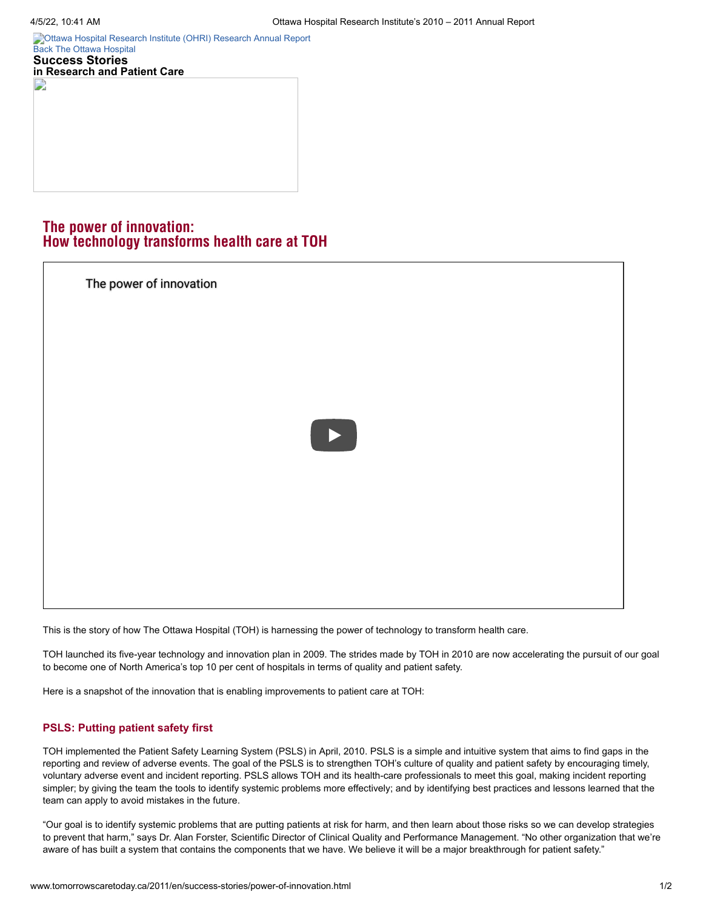Ottawa Hospital Research Institute (OHRI) Research Annual Report
Back The Ottawa Hospital

**Success Stories**
**in Research and Patient Care**

## The power of innovation: How technology transforms health care at TOH

The power of innovation

This is the story of how The Ottawa Hospital (TOH) is harnessing the power of technology to transform health care.

TOH launched its five-year technology and innovation plan in 2009. The strides made by TOH in 2010 are now accelerating the pursuit of our goal to become one of North America's top 10 per cent of hospitals in terms of quality and patient safety.

Here is a snapshot of the innovation that is enabling improvements to patient care at TOH:

### PSLS: Putting patient safety first

TOH implemented the Patient Safety Learning System (PSLS) in April, 2010. PSLS is a simple and intuitive system that aims to find gaps in the reporting and review of adverse events. The goal of the PSLS is to strengthen TOH's culture of quality and patient safety by encouraging timely, voluntary adverse event and incident reporting. PSLS allows TOH and its health-care professionals to meet this goal, making incident reporting simpler; by giving the team the tools to identify systemic problems more effectively; and by identifying best practices and lessons learned that the team can apply to avoid mistakes in the future.

"Our goal is to identify systemic problems that are putting patients at risk for harm, and then learn about those risks so we can develop strategies to prevent that harm," says Dr. Alan Forster, Scientific Director of Clinical Quality and Performance Management. "No other organization that we're aware of has built a system that contains the components that we have. We believe it will be a major breakthrough for patient safety."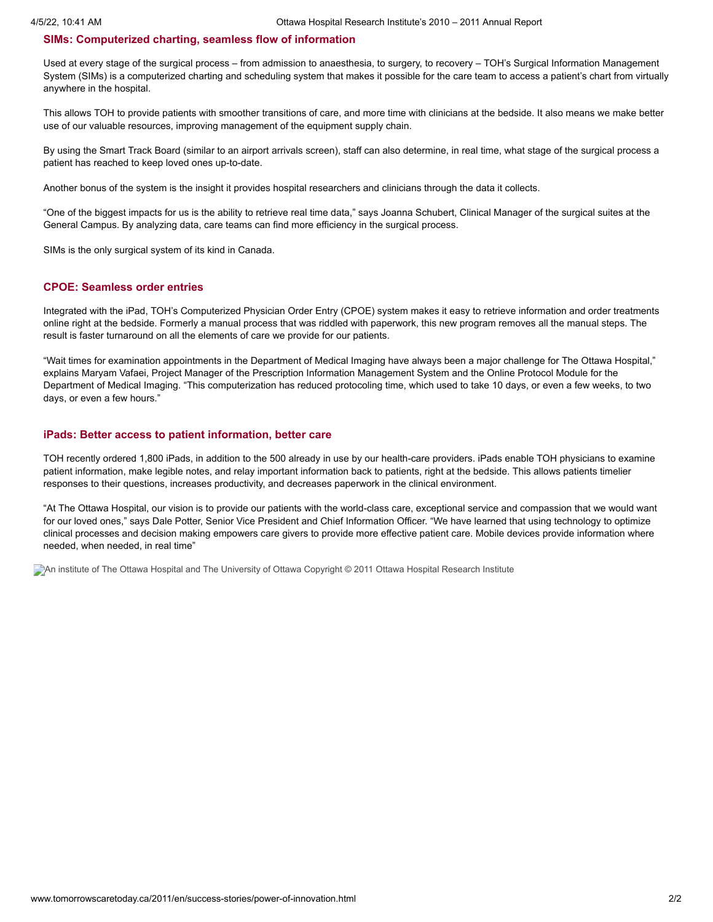### SIMs: Computerized charting, seamless flow of information

Used at every stage of the surgical process – from admission to anaesthesia, to surgery, to recovery – TOH's Surgical Information Management System (SIMs) is a computerized charting and scheduling system that makes it possible for the care team to access a patient's chart from virtually anywhere in the hospital.

This allows TOH to provide patients with smoother transitions of care, and more time with clinicians at the bedside. It also means we make better use of our valuable resources, improving management of the equipment supply chain.

By using the Smart Track Board (similar to an airport arrivals screen), staff can also determine, in real time, what stage of the surgical process a patient has reached to keep loved ones up-to-date.

Another bonus of the system is the insight it provides hospital researchers and clinicians through the data it collects.

"One of the biggest impacts for us is the ability to retrieve real time data," says Joanna Schubert, Clinical Manager of the surgical suites at the General Campus. By analyzing data, care teams can find more efficiency in the surgical process.

SIMs is the only surgical system of its kind in Canada.

### CPOE: Seamless order entries

Integrated with the iPad, TOH's Computerized Physician Order Entry (CPOE) system makes it easy to retrieve information and order treatments online right at the bedside. Formerly a manual process that was riddled with paperwork, this new program removes all the manual steps. The result is faster turnaround on all the elements of care we provide for our patients.

"Wait times for examination appointments in the Department of Medical Imaging have always been a major challenge for The Ottawa Hospital," explains Maryam Vafaei, Project Manager of the Prescription Information Management System and the Online Protocol Module for the Department of Medical Imaging. "This computerization has reduced protocoling time, which used to take 10 days, or even a few weeks, to two days, or even a few hours."

### iPads: Better access to patient information, better care

TOH recently ordered 1,800 iPads, in addition to the 500 already in use by our health-care providers. iPads enable TOH physicians to examine patient information, make legible notes, and relay important information back to patients, right at the bedside. This allows patients timelier responses to their questions, increases productivity, and decreases paperwork in the clinical environment.

"At The Ottawa Hospital, our vision is to provide our patients with the world-class care, exceptional service and compassion that we would want for our loved ones," says Dale Potter, Senior Vice President and Chief Information Officer. "We have learned that using technology to optimize clinical processes and decision making empowers care givers to provide more effective patient care. Mobile devices provide information where needed, when needed, in real time"

An institute of The Ottawa Hospital and The University of Ottawa Copyright © 2011 Ottawa Hospital Research Institute